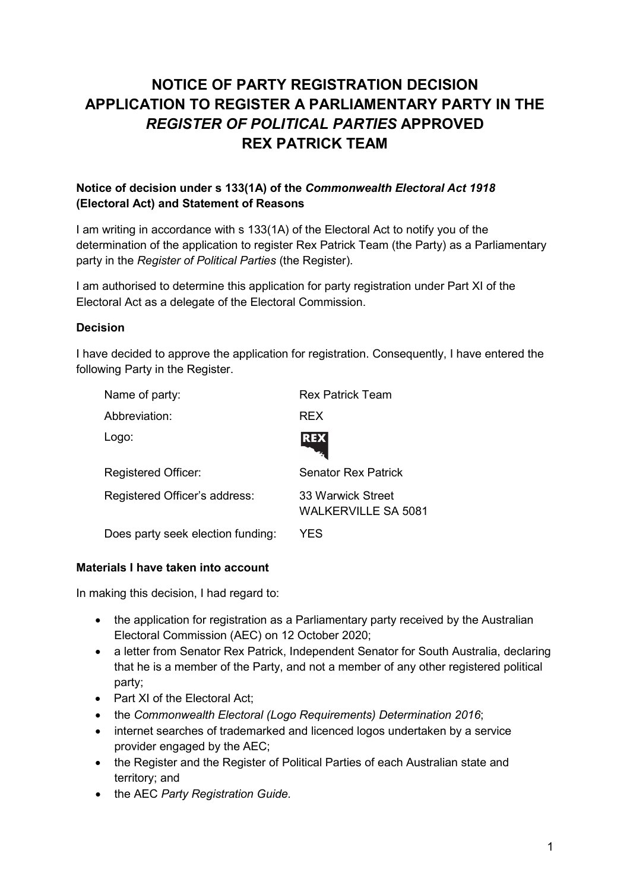# NOTICE OF PARTY REGISTRATION DECISION APPLICATION TO REGISTER A PARLIAMENTARY PARTY IN THE *REGISTER OF POLITICAL PARTIES* APPROVED REX PATRICK TEAM

**Notice of decision under s 133(1A) of the *Commonwealth Electoral Act 1918* (Electoral Act) and Statement of Reasons**

I am writing in accordance with s 133(1A) of the Electoral Act to notify you of the determination of the application to register Rex Patrick Team (the Party) as a Parliamentary party in the *Register of Political Parties* (the Register).

I am authorised to determine this application for party registration under Part XI of the Electoral Act as a delegate of the Electoral Commission.

**Decision**

I have decided to approve the application for registration. Consequently, I have entered the following Party in the Register.

| | |
|---|---|
| Name of party: | Rex Patrick Team |
| Abbreviation: | REX |
| Logo: | |
| Registered Officer: | Senator Rex Patrick |
| Registered Officer's address: | 33 Warwick Street<br>WALKERVILLE SA 5081 |
| Does party seek election funding: | YES |

**Materials I have taken into account**

In making this decision, I had regard to:

- the application for registration as a Parliamentary party received by the Australian Electoral Commission (AEC) on 12 October 2020;
- a letter from Senator Rex Patrick, Independent Senator for South Australia, declaring that he is a member of the Party, and not a member of any other registered political party;
- Part XI of the Electoral Act;
- the *Commonwealth Electoral (Logo Requirements) Determination 2016*;
- internet searches of trademarked and licenced logos undertaken by a service provider engaged by the AEC;
- the Register and the Register of Political Parties of each Australian state and territory; and
- the AEC *Party Registration Guide.*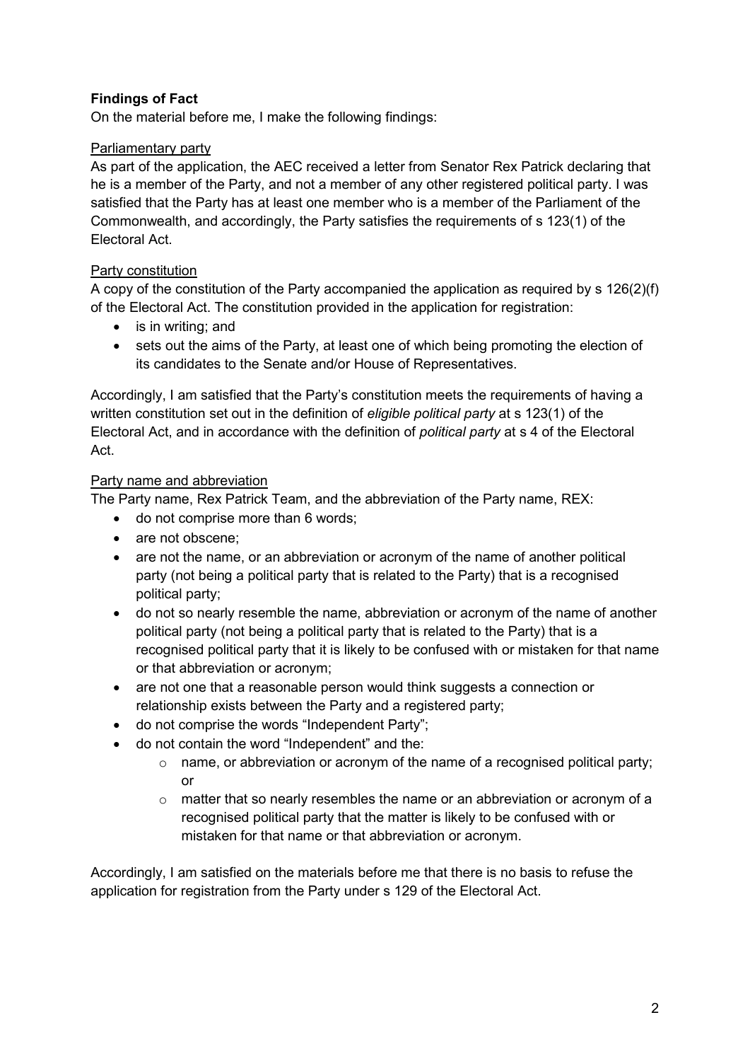**Findings of Fact**

On the material before me, I make the following findings:

Parliamentary party

As part of the application, the AEC received a letter from Senator Rex Patrick declaring that he is a member of the Party, and not a member of any other registered political party. I was satisfied that the Party has at least one member who is a member of the Parliament of the Commonwealth, and accordingly, the Party satisfies the requirements of s 123(1) of the Electoral Act.

Party constitution

A copy of the constitution of the Party accompanied the application as required by s 126(2)(f) of the Electoral Act. The constitution provided in the application for registration:

- is in writing; and
- sets out the aims of the Party, at least one of which being promoting the election of its candidates to the Senate and/or House of Representatives.

Accordingly, I am satisfied that the Party's constitution meets the requirements of having a written constitution set out in the definition of *eligible political party* at s 123(1) of the Electoral Act, and in accordance with the definition of *political party* at s 4 of the Electoral Act.

Party name and abbreviation

The Party name, Rex Patrick Team, and the abbreviation of the Party name, REX:

- do not comprise more than 6 words;
- are not obscene;
- are not the name, or an abbreviation or acronym of the name of another political party (not being a political party that is related to the Party) that is a recognised political party;
- do not so nearly resemble the name, abbreviation or acronym of the name of another political party (not being a political party that is related to the Party) that is a recognised political party that it is likely to be confused with or mistaken for that name or that abbreviation or acronym;
- are not one that a reasonable person would think suggests a connection or relationship exists between the Party and a registered party;
- do not comprise the words "Independent Party";
- do not contain the word "Independent" and the:
  - name, or abbreviation or acronym of the name of a recognised political party; or
  - matter that so nearly resembles the name or an abbreviation or acronym of a recognised political party that the matter is likely to be confused with or mistaken for that name or that abbreviation or acronym.

Accordingly, I am satisfied on the materials before me that there is no basis to refuse the application for registration from the Party under s 129 of the Electoral Act.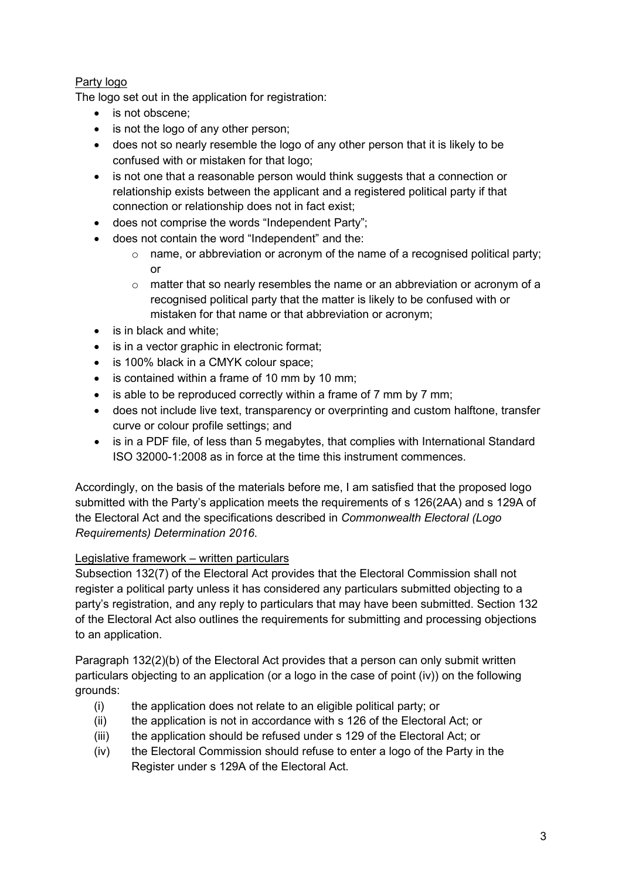Party logo

The logo set out in the application for registration:

- is not obscene;
- is not the logo of any other person;
- does not so nearly resemble the logo of any other person that it is likely to be confused with or mistaken for that logo;
- is not one that a reasonable person would think suggests that a connection or relationship exists between the applicant and a registered political party if that connection or relationship does not in fact exist;
- does not comprise the words "Independent Party";
- does not contain the word "Independent" and the:
    - name, or abbreviation or acronym of the name of a recognised political party; or
    - matter that so nearly resembles the name or an abbreviation or acronym of a recognised political party that the matter is likely to be confused with or mistaken for that name or that abbreviation or acronym;
- is in black and white;
- is in a vector graphic in electronic format;
- is 100% black in a CMYK colour space;
- is contained within a frame of 10 mm by 10 mm;
- is able to be reproduced correctly within a frame of 7 mm by 7 mm;
- does not include live text, transparency or overprinting and custom halftone, transfer curve or colour profile settings; and
- is in a PDF file, of less than 5 megabytes, that complies with International Standard ISO 32000-1:2008 as in force at the time this instrument commences.

Accordingly, on the basis of the materials before me, I am satisfied that the proposed logo submitted with the Party's application meets the requirements of s 126(2AA) and s 129A of the Electoral Act and the specifications described in *Commonwealth Electoral (Logo Requirements) Determination 2016*.

Legislative framework – written particulars

Subsection 132(7) of the Electoral Act provides that the Electoral Commission shall not register a political party unless it has considered any particulars submitted objecting to a party's registration, and any reply to particulars that may have been submitted. Section 132 of the Electoral Act also outlines the requirements for submitting and processing objections to an application.

Paragraph 132(2)(b) of the Electoral Act provides that a person can only submit written particulars objecting to an application (or a logo in the case of point (iv)) on the following grounds:

(i) the application does not relate to an eligible political party; or
(ii) the application is not in accordance with s 126 of the Electoral Act; or
(iii) the application should be refused under s 129 of the Electoral Act; or
(iv) the Electoral Commission should refuse to enter a logo of the Party in the Register under s 129A of the Electoral Act.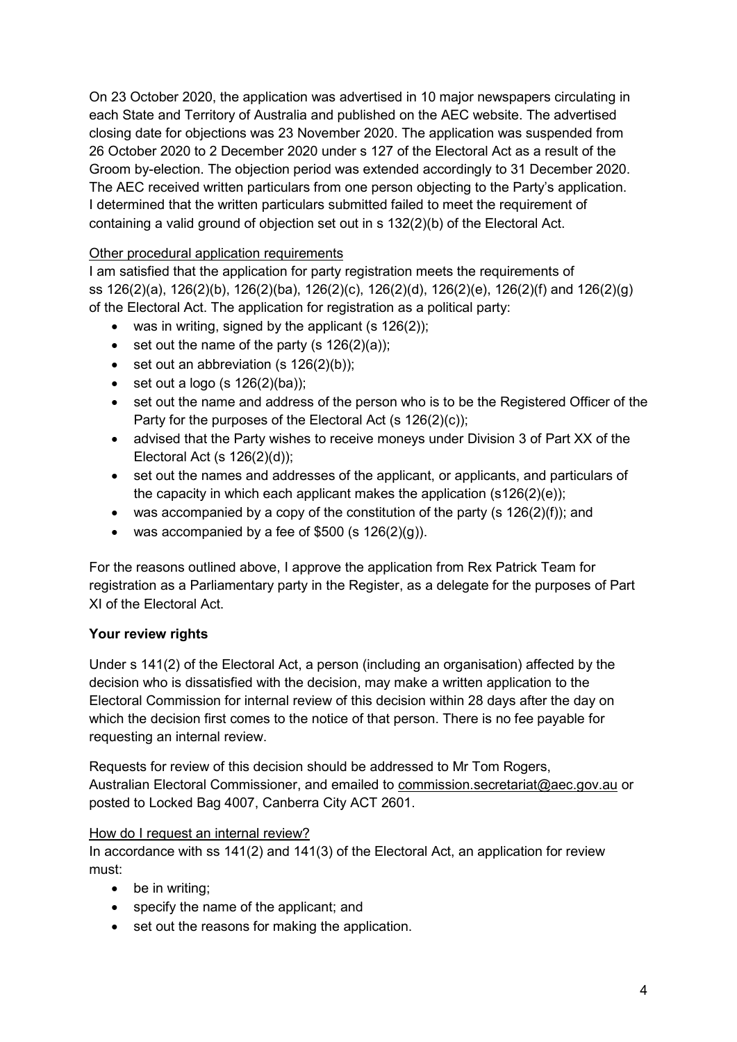On 23 October 2020, the application was advertised in 10 major newspapers circulating in each State and Territory of Australia and published on the AEC website. The advertised closing date for objections was 23 November 2020. The application was suspended from 26 October 2020 to 2 December 2020 under s 127 of the Electoral Act as a result of the Groom by-election. The objection period was extended accordingly to 31 December 2020. The AEC received written particulars from one person objecting to the Party's application. I determined that the written particulars submitted failed to meet the requirement of containing a valid ground of objection set out in s 132(2)(b) of the Electoral Act.

<u>Other procedural application requirements</u>

I am satisfied that the application for party registration meets the requirements of ss 126(2)(a), 126(2)(b), 126(2)(ba), 126(2)(c), 126(2)(d), 126(2)(e), 126(2)(f) and 126(2)(g) of the Electoral Act. The application for registration as a political party:

- was in writing, signed by the applicant (s 126(2));
- set out the name of the party (s 126(2)(a));
- set out an abbreviation (s 126(2)(b));
- set out a logo (s 126(2)(ba));
- set out the name and address of the person who is to be the Registered Officer of the Party for the purposes of the Electoral Act (s 126(2)(c));
- advised that the Party wishes to receive moneys under Division 3 of Part XX of the Electoral Act (s 126(2)(d));
- set out the names and addresses of the applicant, or applicants, and particulars of the capacity in which each applicant makes the application (s126(2)(e));
- was accompanied by a copy of the constitution of the party (s 126(2)(f)); and
- was accompanied by a fee of $500 (s 126(2)(g)).

For the reasons outlined above, I approve the application from Rex Patrick Team for registration as a Parliamentary party in the Register, as a delegate for the purposes of Part XI of the Electoral Act.

**Your review rights**

Under s 141(2) of the Electoral Act, a person (including an organisation) affected by the decision who is dissatisfied with the decision, may make a written application to the Electoral Commission for internal review of this decision within 28 days after the day on which the decision first comes to the notice of that person. There is no fee payable for requesting an internal review.

Requests for review of this decision should be addressed to Mr Tom Rogers, Australian Electoral Commissioner, and emailed to commission.secretariat@aec.gov.au or posted to Locked Bag 4007, Canberra City ACT 2601.

<u>How do I request an internal review?</u>

In accordance with ss 141(2) and 141(3) of the Electoral Act, an application for review must:

- be in writing;
- specify the name of the applicant; and
- set out the reasons for making the application.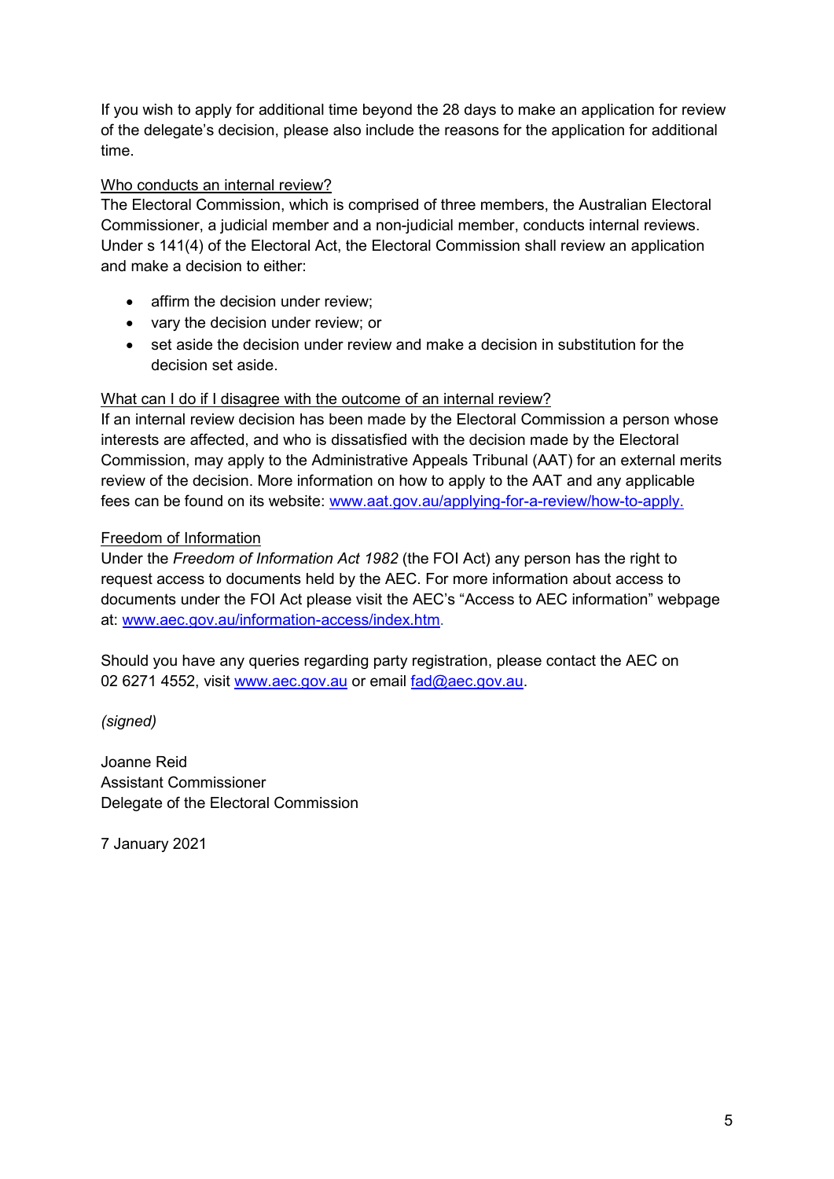If you wish to apply for additional time beyond the 28 days to make an application for review of the delegate's decision, please also include the reasons for the application for additional time.

Who conducts an internal review?

The Electoral Commission, which is comprised of three members, the Australian Electoral Commissioner, a judicial member and a non-judicial member, conducts internal reviews. Under s 141(4) of the Electoral Act, the Electoral Commission shall review an application and make a decision to either:

- affirm the decision under review;
- vary the decision under review; or
- set aside the decision under review and make a decision in substitution for the decision set aside.

What can I do if I disagree with the outcome of an internal review?

If an internal review decision has been made by the Electoral Commission a person whose interests are affected, and who is dissatisfied with the decision made by the Electoral Commission, may apply to the Administrative Appeals Tribunal (AAT) for an external merits review of the decision. More information on how to apply to the AAT and any applicable fees can be found on its website: www.aat.gov.au/applying-for-a-review/how-to-apply.

Freedom of Information

Under the *Freedom of Information Act 1982* (the FOI Act) any person has the right to request access to documents held by the AEC. For more information about access to documents under the FOI Act please visit the AEC's "Access to AEC information" webpage at: www.aec.gov.au/information-access/index.htm.

Should you have any queries regarding party registration, please contact the AEC on 02 6271 4552, visit www.aec.gov.au or email fad@aec.gov.au.

*(signed)*

Joanne Reid
Assistant Commissioner
Delegate of the Electoral Commission

7 January 2021